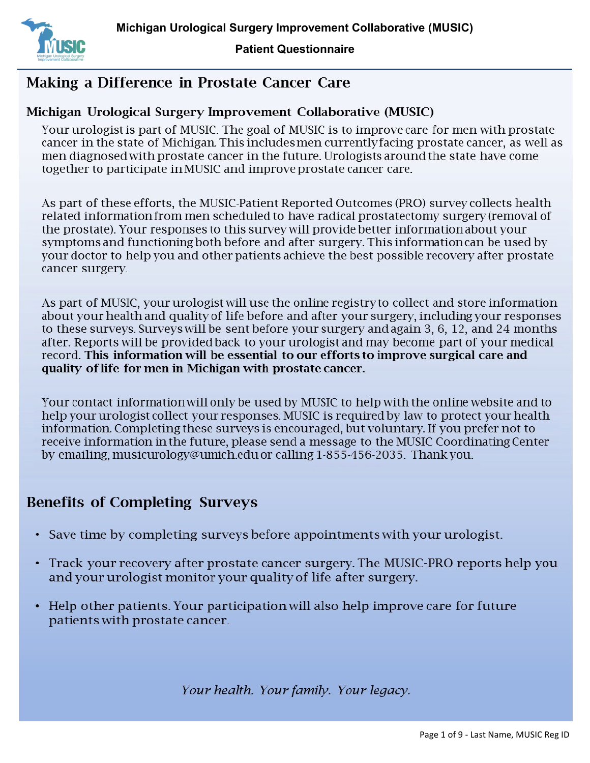Michigan Urological Surgery Improvement Collaborative (MUSIC)

Patient Questionnaire

# Making a Difference in Prostate Cancer Care

## Michigan Urological Surgery Improvement Collaborative (MUSIC)

Your urologist is part of MUSIC. The goal of MUSIC is to improve care for men with prostate cancer in the state of Michigan. This includes men currently facing prostate cancer, as well as men diagnosed with prostate cancer in the future. Urologists around the state have come together to participate in MUSIC and improve prostate cancer care.

As part of these efforts, the MUSIC-Patient Reported Outcomes (PRO) survey collects health related information from men scheduled to have radical prostatectomy surgery (removal of the prostate). Your responses to this survey will provide better information about your symptoms and functioning both before and after surgery. This information can be used by your doctor to help you and other patients achieve the best possible recovery after prostate cancer surgery.

As part of MUSIC, your urologist will use the online registry to collect and store information about your health and quality of life before and after your surgery, including your responses to these surveys. Surveys will be sent before your surgery and again 3, 6, 12, and 24 months after. Reports will be provided back to your urologist and may become part of your medical record. **This information will be essential to our efforts to improve surgical care and quality of life for men in Michigan with prostate cancer.**

Your contact information will only be used by MUSIC to help with the online website and to help your urologist collect your responses. MUSIC is required by law to protect your health information. Completing these surveys is encouraged, but voluntary. If you prefer not to receive information in the future, please send a message to the MUSIC Coordinating Center by emailing, musicurology@umich.edu or calling 1-855-456-2035. Thank you.

# Benefits of Completing Surveys

- Save time by completing surveys before appointments with your urologist.
- Track your recovery after prostate cancer surgery. The MUSIC-PRO reports help you and your urologist monitor your quality of life after surgery.
- Help other patients. Your participation will also help improve care for future patients with prostate cancer.

*Your health. Your family. Your legacy.*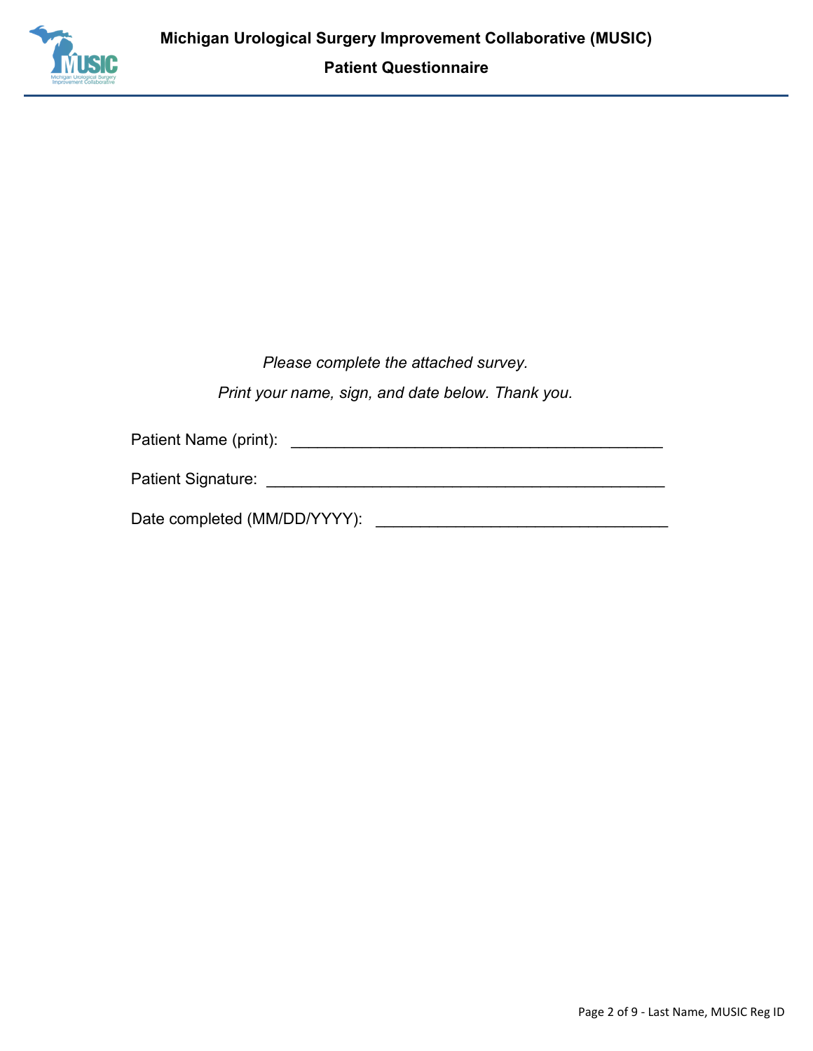# Michigan Urological Surgery Improvement Collaborative (MUSIC)

## Patient Questionnaire

*Please complete the attached survey.*

*Print your name, sign, and date below. Thank you.*

Patient Name (print): __________________________________________

Patient Signature: ____________________________________________

Date completed (MM/DD/YYYY): _________________________________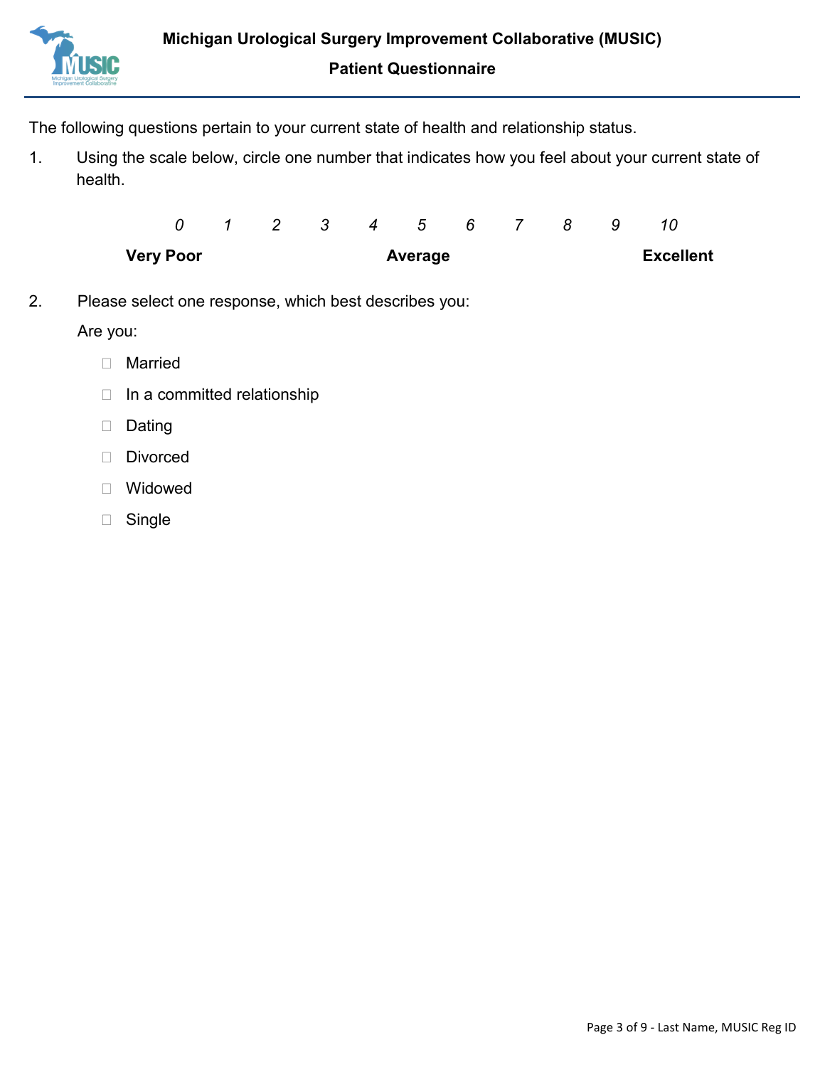**Michigan Urological Surgery Improvement Collaborative (MUSIC)**

**Patient Questionnaire**

The following questions pertain to your current state of health and relationship status.

1. Using the scale below, circle one number that indicates how you feel about your current state of health.

*0 1 2 3 4 5 6 7 8 9 10*

**Very Poor** **Average** **Excellent**

2. Please select one response, which best describes you:

   Are you:

   - ☐ Married
   - ☐ In a committed relationship
   - ☐ Dating
   - ☐ Divorced
   - ☐ Widowed
   - ☐ Single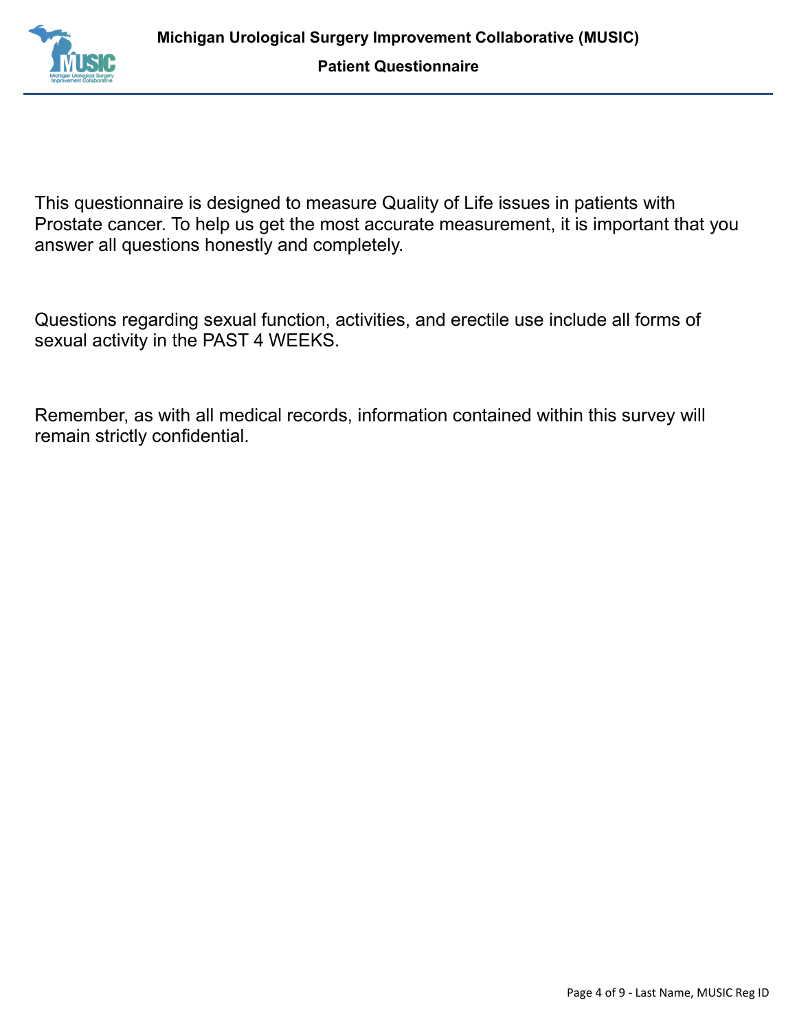This questionnaire is designed to measure Quality of Life issues in patients with Prostate cancer. To help us get the most accurate measurement, it is important that you answer all questions honestly and completely.

Questions regarding sexual function, activities, and erectile use include all forms of sexual activity in the PAST 4 WEEKS.

Remember, as with all medical records, information contained within this survey will remain strictly confidential.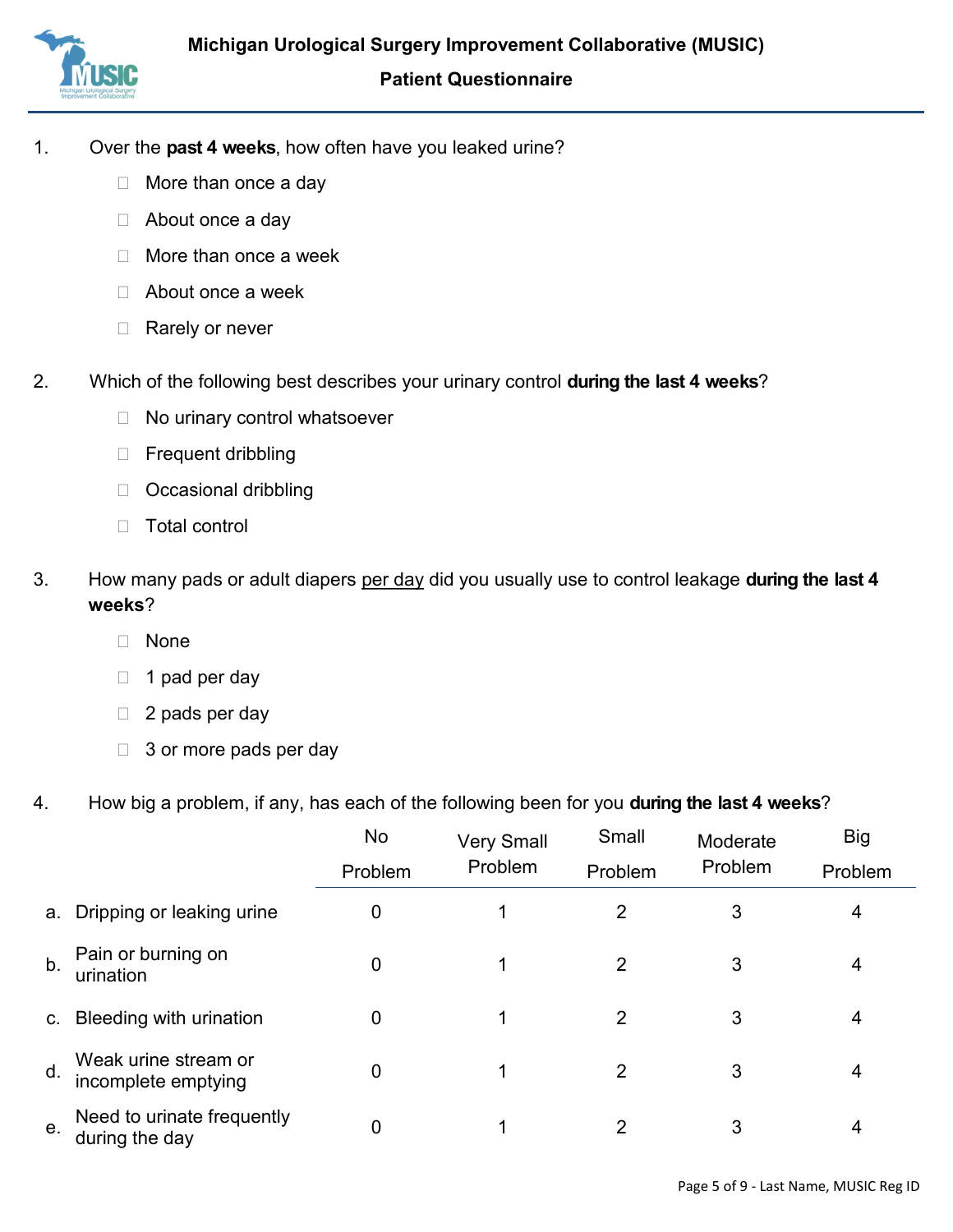**Michigan Urological Surgery Improvement Collaborative (MUSIC)**

**Patient Questionnaire**

1. Over the **past 4 weeks**, how often have you leaked urine?
   - ☐ More than once a day
   - ☐ About once a day
   - ☐ More than once a week
   - ☐ About once a week
   - ☐ Rarely or never

2. Which of the following best describes your urinary control **during the last 4 weeks**?
   - ☐ No urinary control whatsoever
   - ☐ Frequent dribbling
   - ☐ Occasional dribbling
   - ☐ Total control

3. How many pads or adult diapers <u>per day</u> did you usually use to control leakage **during the last 4 weeks**?
   - ☐ None
   - ☐ 1 pad per day
   - ☐ 2 pads per day
   - ☐ 3 or more pads per day

4. How big a problem, if any, has each of the following been for you **during the last 4 weeks**?

| | No Problem | Very Small Problem | Small Problem | Moderate Problem | Big Problem |
|---|---|---|---|---|---|
| a. Dripping or leaking urine | 0 | 1 | 2 | 3 | 4 |
| b. Pain or burning on urination | 0 | 1 | 2 | 3 | 4 |
| c. Bleeding with urination | 0 | 1 | 2 | 3 | 4 |
| d. Weak urine stream or incomplete emptying | 0 | 1 | 2 | 3 | 4 |
| e. Need to urinate frequently during the day | 0 | 1 | 2 | 3 | 4 |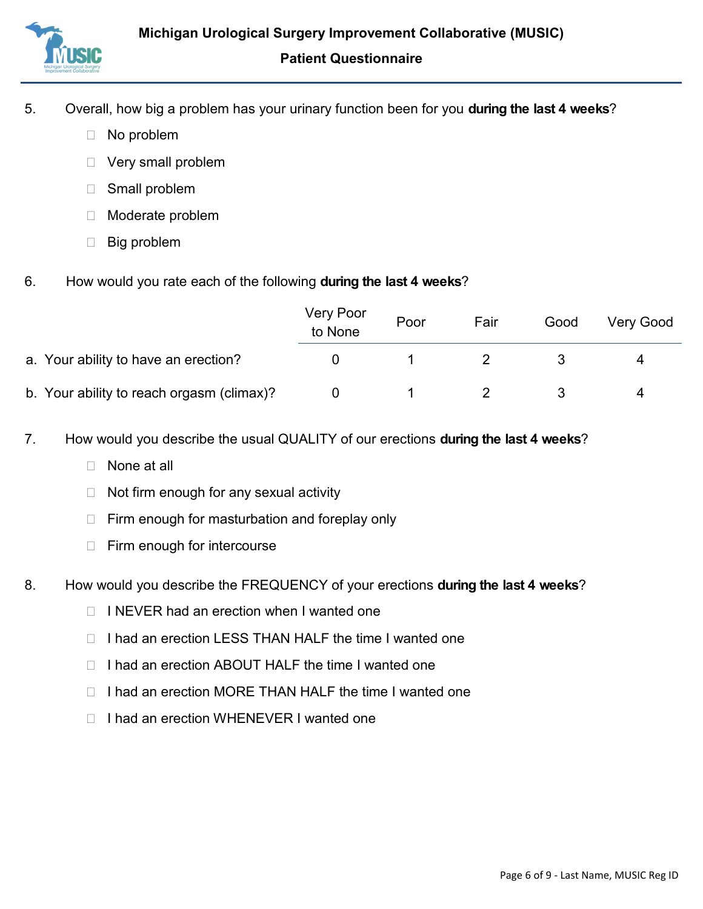5. Overall, how big a problem has your urinary function been for you **during the last 4 weeks**?

   - ☐ No problem
   - ☐ Very small problem
   - ☐ Small problem
   - ☐ Moderate problem
   - ☐ Big problem

6. How would you rate each of the following **during the last 4 weeks**?

| | Very Poor to None | Poor | Fair | Good | Very Good |
|---|---|---|---|---|---|
| a. Your ability to have an erection? | 0 | 1 | 2 | 3 | 4 |
| b. Your ability to reach orgasm (climax)? | 0 | 1 | 2 | 3 | 4 |

7. How would you describe the usual QUALITY of our erections **during the last 4 weeks**?

   - ☐ None at all
   - ☐ Not firm enough for any sexual activity
   - ☐ Firm enough for masturbation and foreplay only
   - ☐ Firm enough for intercourse

8. How would you describe the FREQUENCY of your erections **during the last 4 weeks**?

   - ☐ I NEVER had an erection when I wanted one
   - ☐ I had an erection LESS THAN HALF the time I wanted one
   - ☐ I had an erection ABOUT HALF the time I wanted one
   - ☐ I had an erection MORE THAN HALF the time I wanted one
   - ☐ I had an erection WHENEVER I wanted one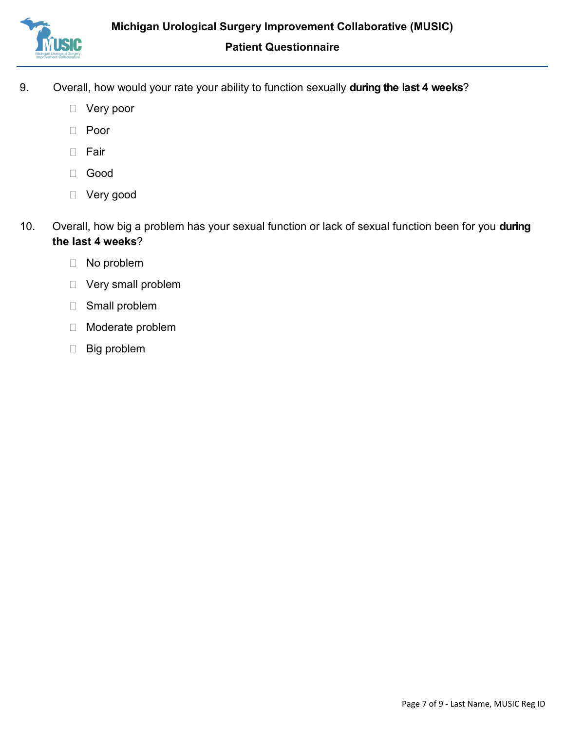9. Overall, how would your rate your ability to function sexually **during the last 4 weeks**?

- ☐ Very poor
- ☐ Poor
- ☐ Fair
- ☐ Good
- ☐ Very good

10. Overall, how big a problem has your sexual function or lack of sexual function been for you **during the last 4 weeks**?

- ☐ No problem
- ☐ Very small problem
- ☐ Small problem
- ☐ Moderate problem
- ☐ Big problem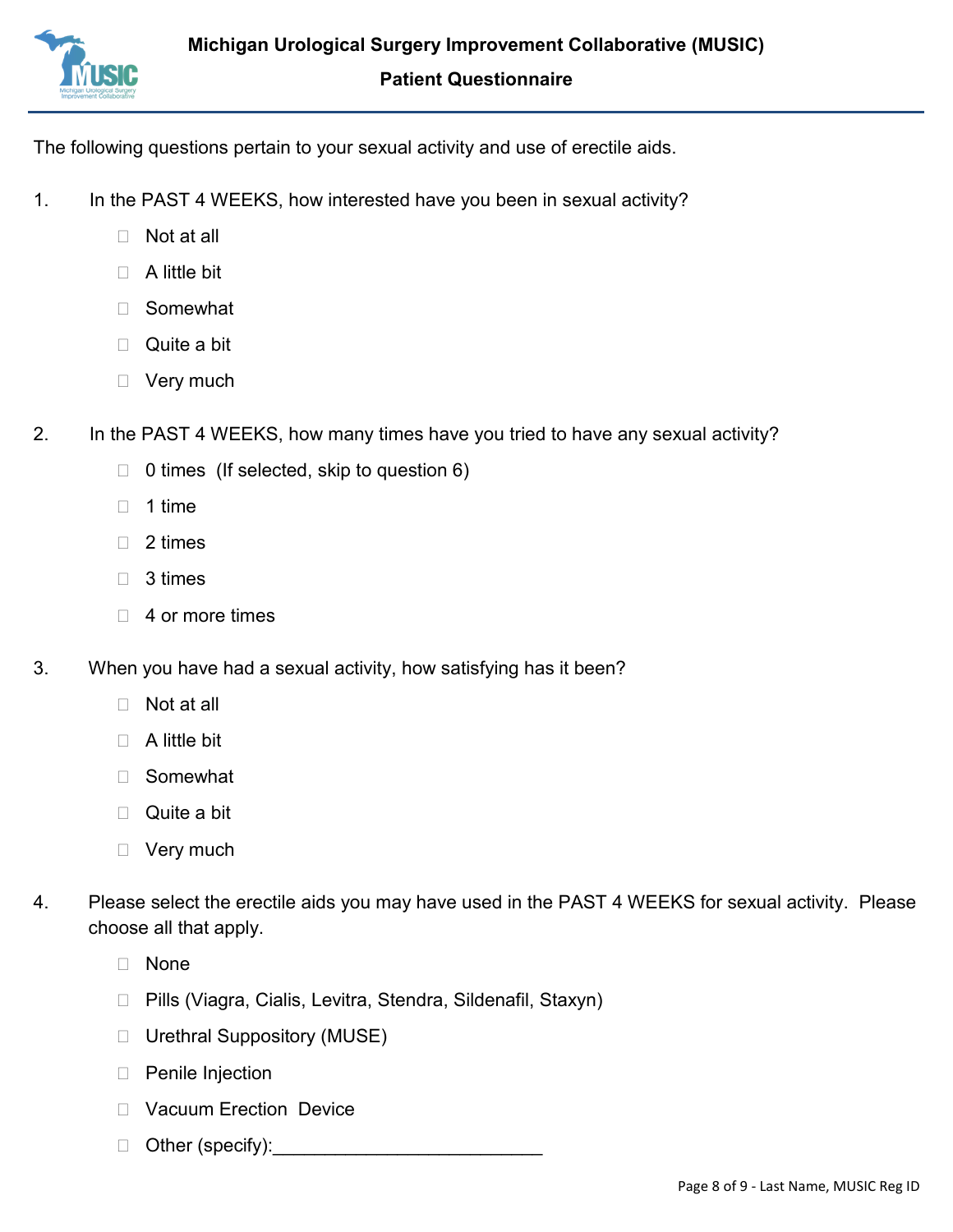**Michigan Urological Surgery Improvement Collaborative (MUSIC)**

**Patient Questionnaire**

The following questions pertain to your sexual activity and use of erectile aids.

1. In the PAST 4 WEEKS, how interested have you been in sexual activity?
   - ☐ Not at all
   - ☐ A little bit
   - ☐ Somewhat
   - ☐ Quite a bit
   - ☐ Very much

2. In the PAST 4 WEEKS, how many times have you tried to have any sexual activity?
   - ☐ 0 times (If selected, skip to question 6)
   - ☐ 1 time
   - ☐ 2 times
   - ☐ 3 times
   - ☐ 4 or more times

3. When you have had a sexual activity, how satisfying has it been?
   - ☐ Not at all
   - ☐ A little bit
   - ☐ Somewhat
   - ☐ Quite a bit
   - ☐ Very much

4. Please select the erectile aids you may have used in the PAST 4 WEEKS for sexual activity. Please choose all that apply.
   - ☐ None
   - ☐ Pills (Viagra, Cialis, Levitra, Stendra, Sildenafil, Staxyn)
   - ☐ Urethral Suppository (MUSE)
   - ☐ Penile Injection
   - ☐ Vacuum Erection Device
   - ☐ Other (specify):___________________________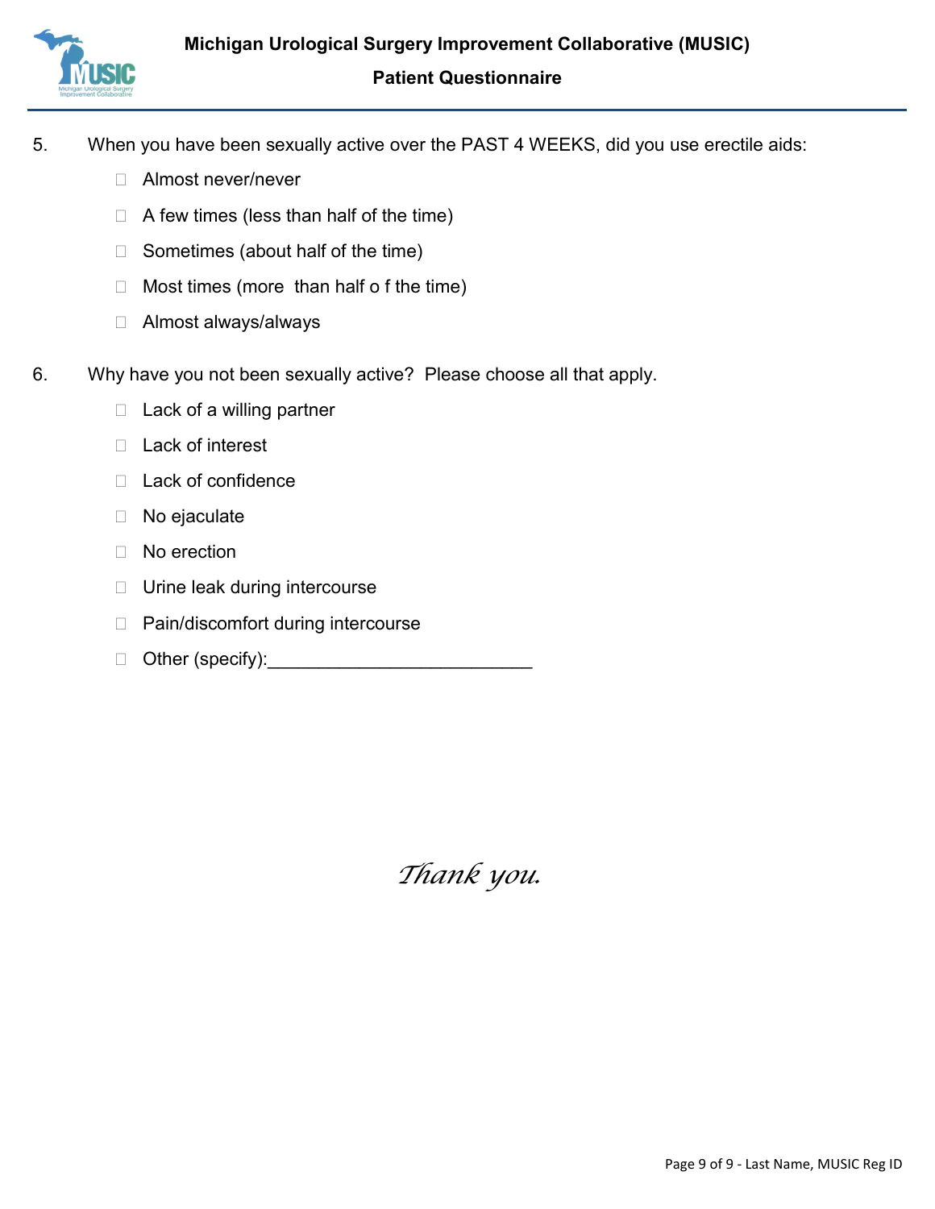5. When you have been sexually active over the PAST 4 WEEKS, did you use erectile aids:

   - Almost never/never
   - A few times (less than half of the time)
   - Sometimes (about half of the time)
   - Most times (more than half o f the time)
   - Almost always/always

6. Why have you not been sexually active? Please choose all that apply.

   - Lack of a willing partner
   - Lack of interest
   - Lack of confidence
   - No ejaculate
   - No erection
   - Urine leak during intercourse
   - Pain/discomfort during intercourse
   - Other (specify):_________________________

*Thank you.*